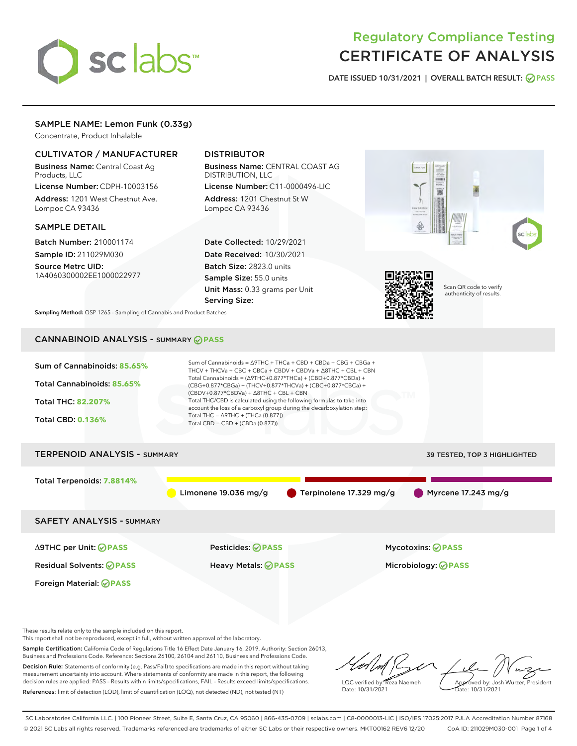# Regulatory Compliance Testing
# CERTIFICATE OF ANALYSIS

DATE ISSUED 10/31/2021 | OVERALL BATCH RESULT: PASS

## SAMPLE NAME: Lemon Funk (0.33g)

Concentrate, Product Inhalable

### CULTIVATOR / MANUFACTURER

**Business Name:** Central Coast Ag Products, LLC

**License Number:** CDPH-10003156

**Address:** 1201 West Chestnut Ave. Lompoc CA 93436

### DISTRIBUTOR

**Business Name:** CENTRAL COAST AG DISTRIBUTION, LLC

**License Number:** C11-0000496-LIC

**Address:** 1201 Chestnut St W Lompoc CA 93436

### SAMPLE DETAIL

**Batch Number:** 210001174

**Sample ID:** 211029M030

**Source Metrc UID:** 1A4060300002EE1000022977

**Date Collected:** 10/29/2021

**Date Received:** 10/30/2021

**Batch Size:** 2823.0 units

**Sample Size:** 55.0 units

**Unit Mass:** 0.33 grams per Unit

**Serving Size:**

Scan QR code to verify authenticity of results.

**Sampling Method:** QSP 1265 - Sampling of Cannabis and Product Batches

## CANNABINOID ANALYSIS - SUMMARY PASS

Sum of Cannabinoids: **85.65%**

Total Cannabinoids: **85.65%**

Total THC: **82.207%**

Total CBD: **0.136%**

Sum of Cannabinoids = Δ9THC + THCa + CBD + CBDa + CBG + CBGa + THCV + THCVa + CBC + CBCa + CBDV + CBDVa + Δ8THC + CBL + CBN

Total Cannabinoids = (Δ9THC+0.877*THCa) + (CBD+0.877*CBDa) + (CBG+0.877*CBGa) + (THCV+0.877*THCVa) + (CBC+0.877*CBCa) + (CBDV+0.877*CBDVa) + Δ8THC + CBL + CBN

Total THC/CBD is calculated using the following formulas to take into account the loss of a carboxyl group during the decarboxylation step:

Total THC = Δ9THC + (THCa (0.877))

Total CBD = CBD + (CBDa (0.877))

## TERPENOID ANALYSIS - SUMMARY

39 TESTED, TOP 3 HIGHLIGHTED

Total Terpenoids: **7.8814%**

Limonene 19.036 mg/g | Terpinolene 17.329 mg/g | Myrcene 17.243 mg/g

## SAFETY ANALYSIS - SUMMARY

| | | |
|---|---|---|
| Δ9THC per Unit: PASS | Pesticides: PASS | Mycotoxins: PASS |
| Residual Solvents: PASS | Heavy Metals: PASS | Microbiology: PASS |
| Foreign Material: PASS | | |

These results relate only to the sample included on this report.
This report shall not be reproduced, except in full, without written approval of the laboratory.

**Sample Certification:** California Code of Regulations Title 16 Effect Date January 16, 2019. Authority: Section 26013, Business and Professions Code. Reference: Sections 26100, 26104 and 26110, Business and Professions Code.

**Decision Rule:** Statements of conformity (e.g. Pass/Fail) to specifications are made in this report without taking measurement uncertainty into account. Where statements of conformity are made in this report, the following decision rules are applied: PASS – Results within limits/specifications, FAIL – Results exceed limits/specifications.

**References:** limit of detection (LOD), limit of quantification (LOQ), not detected (ND), not tested (NT)

LQC verified by: Reza Naemeh
Date: 10/31/2021

Approved by: Josh Wurzer, President
Date: 10/31/2021

SC Laboratories California LLC. | 100 Pioneer Street, Suite E, Santa Cruz, CA 95060 | 866-435-0709 | sclabs.com | C8-0000013-LIC | ISO/IES 17025:2017 PJLA Accreditation Number 87168
© 2021 SC Labs all rights reserved. Trademarks referenced are trademarks of either SC Labs or their respective owners. MKT00162 REV6 12/20 CoA ID: 211029M030-001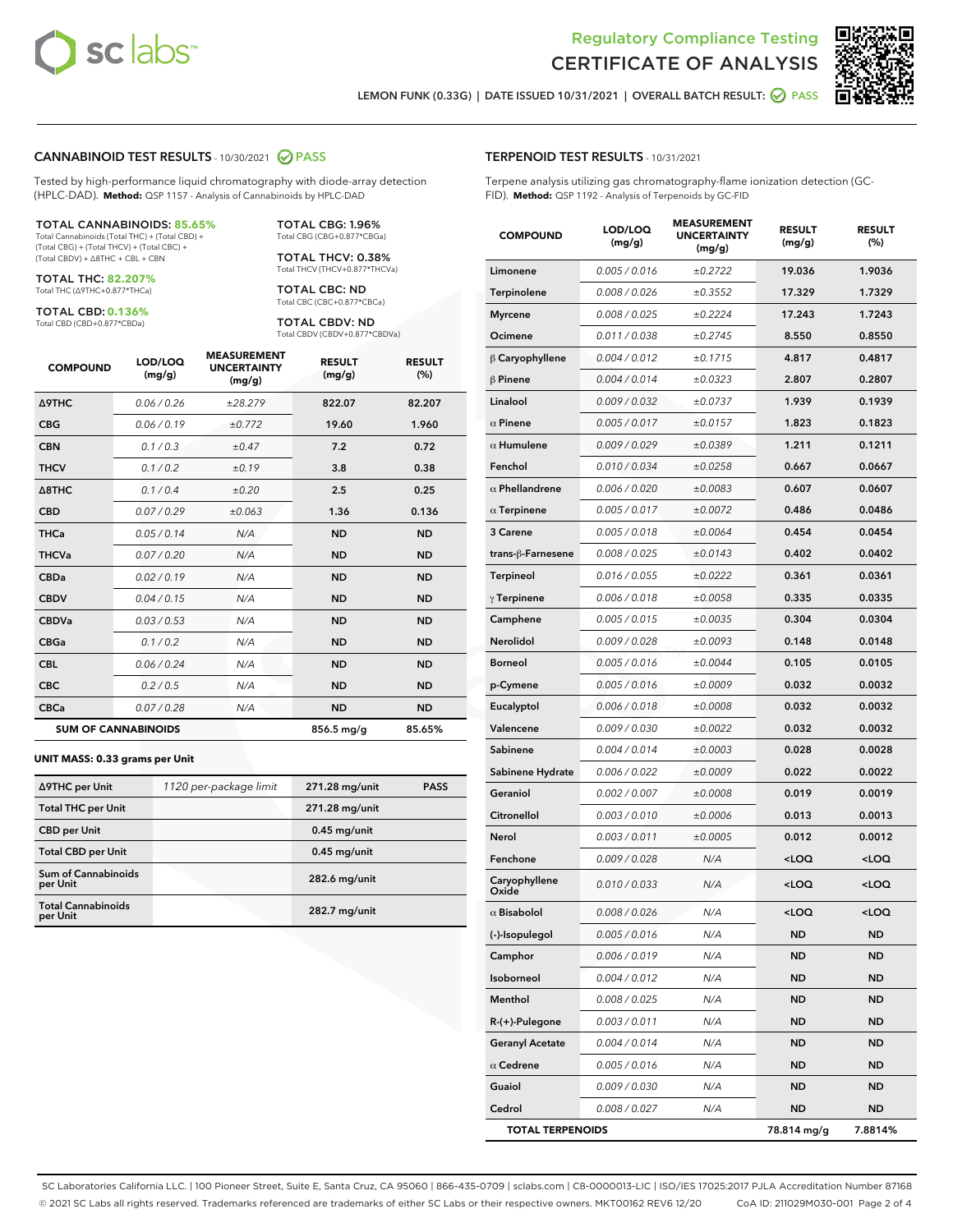# Regulatory Compliance Testing
# CERTIFICATE OF ANALYSIS

LEMON FUNK (0.33G) | DATE ISSUED 10/31/2021 | OVERALL BATCH RESULT: PASS

## CANNABINOID TEST RESULTS - 10/30/2021 PASS

Tested by high-performance liquid chromatography with diode-array detection (HPLC-DAD). **Method:** QSP 1157 - Analysis of Cannabinoids by HPLC-DAD

**TOTAL CANNABINOIDS: 85.65%**
Total Cannabinoids (Total THC) + (Total CBD) + (Total CBG) + (Total THCV) + (Total CBC) + (Total CBDV) + Δ8THC + CBL + CBN

**TOTAL THC: 82.207%**
Total THC (Δ9THC+0.877*THCa)

**TOTAL CBD: 0.136%**
Total CBD (CBD+0.877*CBDa)

**TOTAL CBG: 1.96%**
Total CBG (CBG+0.877*CBGa)

**TOTAL THCV: 0.38%**
Total THCV (THCV+0.877*THCVa)

**TOTAL CBC: ND**
Total CBC (CBC+0.877*CBCa)

**TOTAL CBDV: ND**
Total CBDV (CBDV+0.877*CBDVa)

| COMPOUND | LOD/LOQ (mg/g) | MEASUREMENT UNCERTAINTY (mg/g) | RESULT (mg/g) | RESULT (%) |
|---|---|---|---|---|
| Δ9THC | 0.06 / 0.26 | ±28.279 | 822.07 | 82.207 |
| CBG | 0.06 / 0.19 | ±0.772 | 19.60 | 1.960 |
| CBN | 0.1 / 0.3 | ±0.47 | 7.2 | 0.72 |
| THCV | 0.1 / 0.2 | ±0.19 | 3.8 | 0.38 |
| Δ8THC | 0.1 / 0.4 | ±0.20 | 2.5 | 0.25 |
| CBD | 0.07 / 0.29 | ±0.063 | 1.36 | 0.136 |
| THCa | 0.05 / 0.14 | N/A | ND | ND |
| THCVa | 0.07 / 0.20 | N/A | ND | ND |
| CBDa | 0.02 / 0.19 | N/A | ND | ND |
| CBDV | 0.04 / 0.15 | N/A | ND | ND |
| CBDVa | 0.03 / 0.53 | N/A | ND | ND |
| CBGa | 0.1 / 0.2 | N/A | ND | ND |
| CBL | 0.06 / 0.24 | N/A | ND | ND |
| CBC | 0.2 / 0.5 | N/A | ND | ND |
| CBCa | 0.07 / 0.28 | N/A | ND | ND |
| **SUM OF CANNABINOIDS** | | | 856.5 mg/g | 85.65% |

### UNIT MASS: 0.33 grams per Unit

| | | | |
|---|---|---|---|
| Δ9THC per Unit | 1120 per-package limit | 271.28 mg/unit | PASS |
| Total THC per Unit | | 271.28 mg/unit | |
| CBD per Unit | | 0.45 mg/unit | |
| Total CBD per Unit | | 0.45 mg/unit | |
| Sum of Cannabinoids per Unit | | 282.6 mg/unit | |
| Total Cannabinoids per Unit | | 282.7 mg/unit | |

## TERPENOID TEST RESULTS - 10/31/2021

Terpene analysis utilizing gas chromatography-flame ionization detection (GC-FID). **Method:** QSP 1192 - Analysis of Terpenoids by GC-FID

| COMPOUND | LOD/LOQ (mg/g) | MEASUREMENT UNCERTAINTY (mg/g) | RESULT (mg/g) | RESULT (%) |
|---|---|---|---|---|
| Limonene | 0.005 / 0.016 | ±0.2722 | 19.036 | 1.9036 |
| Terpinolene | 0.008 / 0.026 | ±0.3552 | 17.329 | 1.7329 |
| Myrcene | 0.008 / 0.025 | ±0.2224 | 17.243 | 1.7243 |
| Ocimene | 0.011 / 0.038 | ±0.2745 | 8.550 | 0.8550 |
| β Caryophyllene | 0.004 / 0.012 | ±0.1715 | 4.817 | 0.4817 |
| β Pinene | 0.004 / 0.014 | ±0.0323 | 2.807 | 0.2807 |
| Linalool | 0.009 / 0.032 | ±0.0737 | 1.939 | 0.1939 |
| α Pinene | 0.005 / 0.017 | ±0.0157 | 1.823 | 0.1823 |
| α Humulene | 0.009 / 0.029 | ±0.0389 | 1.211 | 0.1211 |
| Fenchol | 0.010 / 0.034 | ±0.0258 | 0.667 | 0.0667 |
| α Phellandrene | 0.006 / 0.020 | ±0.0083 | 0.607 | 0.0607 |
| α Terpinene | 0.005 / 0.017 | ±0.0072 | 0.486 | 0.0486 |
| 3 Carene | 0.005 / 0.018 | ±0.0064 | 0.454 | 0.0454 |
| trans-β-Farnesene | 0.008 / 0.025 | ±0.0143 | 0.402 | 0.0402 |
| Terpineol | 0.016 / 0.055 | ±0.0222 | 0.361 | 0.0361 |
| γ Terpinene | 0.006 / 0.018 | ±0.0058 | 0.335 | 0.0335 |
| Camphene | 0.005 / 0.015 | ±0.0035 | 0.304 | 0.0304 |
| Nerolidol | 0.009 / 0.028 | ±0.0093 | 0.148 | 0.0148 |
| Borneol | 0.005 / 0.016 | ±0.0044 | 0.105 | 0.0105 |
| p-Cymene | 0.005 / 0.016 | ±0.0009 | 0.032 | 0.0032 |
| Eucalyptol | 0.006 / 0.018 | ±0.0008 | 0.032 | 0.0032 |
| Valencene | 0.009 / 0.030 | ±0.0022 | 0.032 | 0.0032 |
| Sabinene | 0.004 / 0.014 | ±0.0003 | 0.028 | 0.0028 |
| Sabinene Hydrate | 0.006 / 0.022 | ±0.0009 | 0.022 | 0.0022 |
| Geraniol | 0.002 / 0.007 | ±0.0008 | 0.019 | 0.0019 |
| Citronellol | 0.003 / 0.010 | ±0.0006 | 0.013 | 0.0013 |
| Nerol | 0.003 / 0.011 | ±0.0005 | 0.012 | 0.0012 |
| Fenchone | 0.009 / 0.028 | N/A | <LOQ | <LOQ |
| Caryophyllene Oxide | 0.010 / 0.033 | N/A | <LOQ | <LOQ |
| α Bisabolol | 0.008 / 0.026 | N/A | <LOQ | <LOQ |
| (-)-Isopulegol | 0.005 / 0.016 | N/A | ND | ND |
| Camphor | 0.006 / 0.019 | N/A | ND | ND |
| Isoborneol | 0.004 / 0.012 | N/A | ND | ND |
| Menthol | 0.008 / 0.025 | N/A | ND | ND |
| R-(+)-Pulegone | 0.003 / 0.011 | N/A | ND | ND |
| Geranyl Acetate | 0.004 / 0.014 | N/A | ND | ND |
| α Cedrene | 0.005 / 0.016 | N/A | ND | ND |
| Guaiol | 0.009 / 0.030 | N/A | ND | ND |
| Cedrol | 0.008 / 0.027 | N/A | ND | ND |
| **TOTAL TERPENOIDS** | | | 78.814 mg/g | 7.8814% |

SC Laboratories California LLC. | 100 Pioneer Street, Suite E, Santa Cruz, CA 95060 | 866-435-0709 | sclabs.com | C8-0000013-LIC | ISO/IES 17025:2017 PJLA Accreditation Number 87168
© 2021 SC Labs all rights reserved. Trademarks referenced are trademarks of either SC Labs or their respective owners. MKT00162 REV6 12/20 CoA ID: 211029M030-001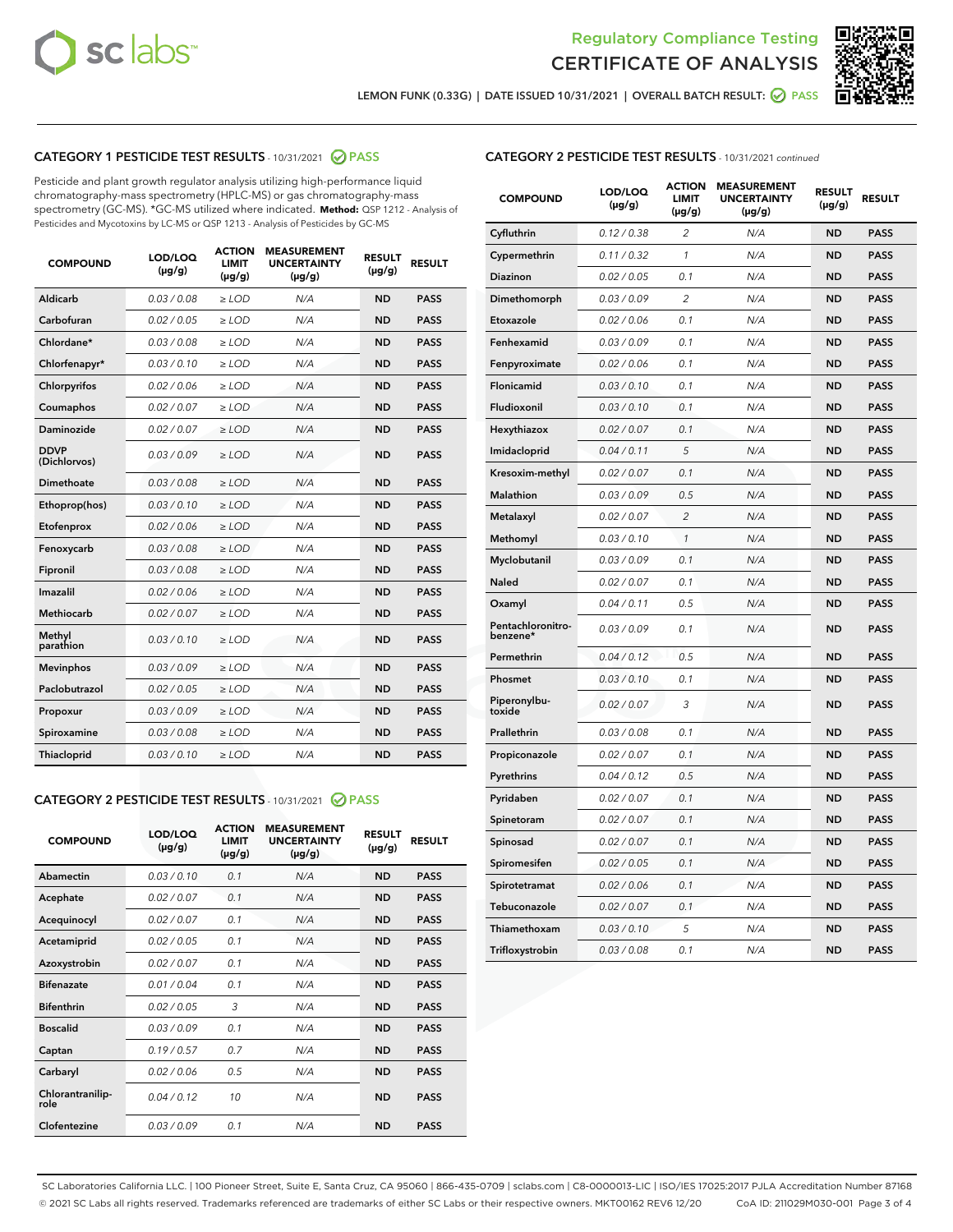Regulatory Compliance Testing

# CERTIFICATE OF ANALYSIS

LEMON FUNK (0.33G) | DATE ISSUED 10/31/2021 | OVERALL BATCH RESULT: PASS

## CATEGORY 1 PESTICIDE TEST RESULTS - 10/31/2021 PASS

Pesticide and plant growth regulator analysis utilizing high-performance liquid chromatography-mass spectrometry (HPLC-MS) or gas chromatography-mass spectrometry (GC-MS). *GC-MS utilized where indicated. **Method:** QSP 1212 - Analysis of Pesticides and Mycotoxins by LC-MS or QSP 1213 - Analysis of Pesticides by GC-MS

| COMPOUND | LOD/LOQ (μg/g) | ACTION LIMIT (μg/g) | MEASUREMENT UNCERTAINTY (μg/g) | RESULT (μg/g) | RESULT |
|---|---|---|---|---|---|
| Aldicarb | 0.03 / 0.08 | ≥ LOD | N/A | ND | PASS |
| Carbofuran | 0.02 / 0.05 | ≥ LOD | N/A | ND | PASS |
| Chlordane* | 0.03 / 0.08 | ≥ LOD | N/A | ND | PASS |
| Chlorfenapyr* | 0.03 / 0.10 | ≥ LOD | N/A | ND | PASS |
| Chlorpyrifos | 0.02 / 0.06 | ≥ LOD | N/A | ND | PASS |
| Coumaphos | 0.02 / 0.07 | ≥ LOD | N/A | ND | PASS |
| Daminozide | 0.02 / 0.07 | ≥ LOD | N/A | ND | PASS |
| DDVP (Dichlorvos) | 0.03 / 0.09 | ≥ LOD | N/A | ND | PASS |
| Dimethoate | 0.03 / 0.08 | ≥ LOD | N/A | ND | PASS |
| Ethoprop(hos) | 0.03 / 0.10 | ≥ LOD | N/A | ND | PASS |
| Etofenprox | 0.02 / 0.06 | ≥ LOD | N/A | ND | PASS |
| Fenoxycarb | 0.03 / 0.08 | ≥ LOD | N/A | ND | PASS |
| Fipronil | 0.03 / 0.08 | ≥ LOD | N/A | ND | PASS |
| Imazalil | 0.02 / 0.06 | ≥ LOD | N/A | ND | PASS |
| Methiocarb | 0.02 / 0.07 | ≥ LOD | N/A | ND | PASS |
| Methyl parathion | 0.03 / 0.10 | ≥ LOD | N/A | ND | PASS |
| Mevinphos | 0.03 / 0.09 | ≥ LOD | N/A | ND | PASS |
| Paclobutrazol | 0.02 / 0.05 | ≥ LOD | N/A | ND | PASS |
| Propoxur | 0.03 / 0.09 | ≥ LOD | N/A | ND | PASS |
| Spiroxamine | 0.03 / 0.08 | ≥ LOD | N/A | ND | PASS |
| Thiacloprid | 0.03 / 0.10 | ≥ LOD | N/A | ND | PASS |

## CATEGORY 2 PESTICIDE TEST RESULTS - 10/31/2021 PASS

| COMPOUND | LOD/LOQ (μg/g) | ACTION LIMIT (μg/g) | MEASUREMENT UNCERTAINTY (μg/g) | RESULT (μg/g) | RESULT |
|---|---|---|---|---|---|
| Abamectin | 0.03 / 0.10 | 0.1 | N/A | ND | PASS |
| Acephate | 0.02 / 0.07 | 0.1 | N/A | ND | PASS |
| Acequinocyl | 0.02 / 0.07 | 0.1 | N/A | ND | PASS |
| Acetamiprid | 0.02 / 0.05 | 0.1 | N/A | ND | PASS |
| Azoxystrobin | 0.02 / 0.07 | 0.1 | N/A | ND | PASS |
| Bifenazate | 0.01 / 0.04 | 0.1 | N/A | ND | PASS |
| Bifenthrin | 0.02 / 0.05 | 3 | N/A | ND | PASS |
| Boscalid | 0.03 / 0.09 | 0.1 | N/A | ND | PASS |
| Captan | 0.19 / 0.57 | 0.7 | N/A | ND | PASS |
| Carbaryl | 0.02 / 0.06 | 0.5 | N/A | ND | PASS |
| Chlorantraniliprole | 0.04 / 0.12 | 10 | N/A | ND | PASS |
| Clofentezine | 0.03 / 0.09 | 0.1 | N/A | ND | PASS |
| Cyfluthrin | 0.12 / 0.38 | 2 | N/A | ND | PASS |
| Cypermethrin | 0.11 / 0.32 | 1 | N/A | ND | PASS |
| Diazinon | 0.02 / 0.05 | 0.1 | N/A | ND | PASS |
| Dimethomorph | 0.03 / 0.09 | 2 | N/A | ND | PASS |
| Etoxazole | 0.02 / 0.06 | 0.1 | N/A | ND | PASS |
| Fenhexamid | 0.03 / 0.09 | 0.1 | N/A | ND | PASS |
| Fenpyroximate | 0.02 / 0.06 | 0.1 | N/A | ND | PASS |
| Flonicamid | 0.03 / 0.10 | 0.1 | N/A | ND | PASS |
| Fludioxonil | 0.03 / 0.10 | 0.1 | N/A | ND | PASS |
| Hexythiazox | 0.02 / 0.07 | 0.1 | N/A | ND | PASS |
| Imidacloprid | 0.04 / 0.11 | 5 | N/A | ND | PASS |
| Kresoxim-methyl | 0.02 / 0.07 | 0.1 | N/A | ND | PASS |
| Malathion | 0.03 / 0.09 | 0.5 | N/A | ND | PASS |
| Metalaxyl | 0.02 / 0.07 | 2 | N/A | ND | PASS |
| Methomyl | 0.03 / 0.10 | 1 | N/A | ND | PASS |
| Myclobutanil | 0.03 / 0.09 | 0.1 | N/A | ND | PASS |
| Naled | 0.02 / 0.07 | 0.1 | N/A | ND | PASS |
| Oxamyl | 0.04 / 0.11 | 0.5 | N/A | ND | PASS |
| Pentachloronitrobenzene* | 0.03 / 0.09 | 0.1 | N/A | ND | PASS |
| Permethrin | 0.04 / 0.12 | 0.5 | N/A | ND | PASS |
| Phosmet | 0.03 / 0.10 | 0.1 | N/A | ND | PASS |
| Piperonylbutoxide | 0.02 / 0.07 | 3 | N/A | ND | PASS |
| Prallethrin | 0.03 / 0.08 | 0.1 | N/A | ND | PASS |
| Propiconazole | 0.02 / 0.07 | 0.1 | N/A | ND | PASS |
| Pyrethrins | 0.04 / 0.12 | 0.5 | N/A | ND | PASS |
| Pyridaben | 0.02 / 0.07 | 0.1 | N/A | ND | PASS |
| Spinetoram | 0.02 / 0.07 | 0.1 | N/A | ND | PASS |
| Spinosad | 0.02 / 0.07 | 0.1 | N/A | ND | PASS |
| Spiromesifen | 0.02 / 0.05 | 0.1 | N/A | ND | PASS |
| Spirotetramat | 0.02 / 0.06 | 0.1 | N/A | ND | PASS |
| Tebuconazole | 0.02 / 0.07 | 0.1 | N/A | ND | PASS |
| Thiamethoxam | 0.03 / 0.10 | 5 | N/A | ND | PASS |
| Trifloxystrobin | 0.03 / 0.08 | 0.1 | N/A | ND | PASS |

SC Laboratories California LLC. | 100 Pioneer Street, Suite E, Santa Cruz, CA 95060 | 866-435-0709 | sclabs.com | C8-0000013-LIC | ISO/IES 17025:2017 PJLA Accreditation Number 87168
© 2021 SC Labs all rights reserved. Trademarks referenced are trademarks of either SC Labs or their respective owners. MKT00162 REV6 12/20 CoA ID: 211029M030-001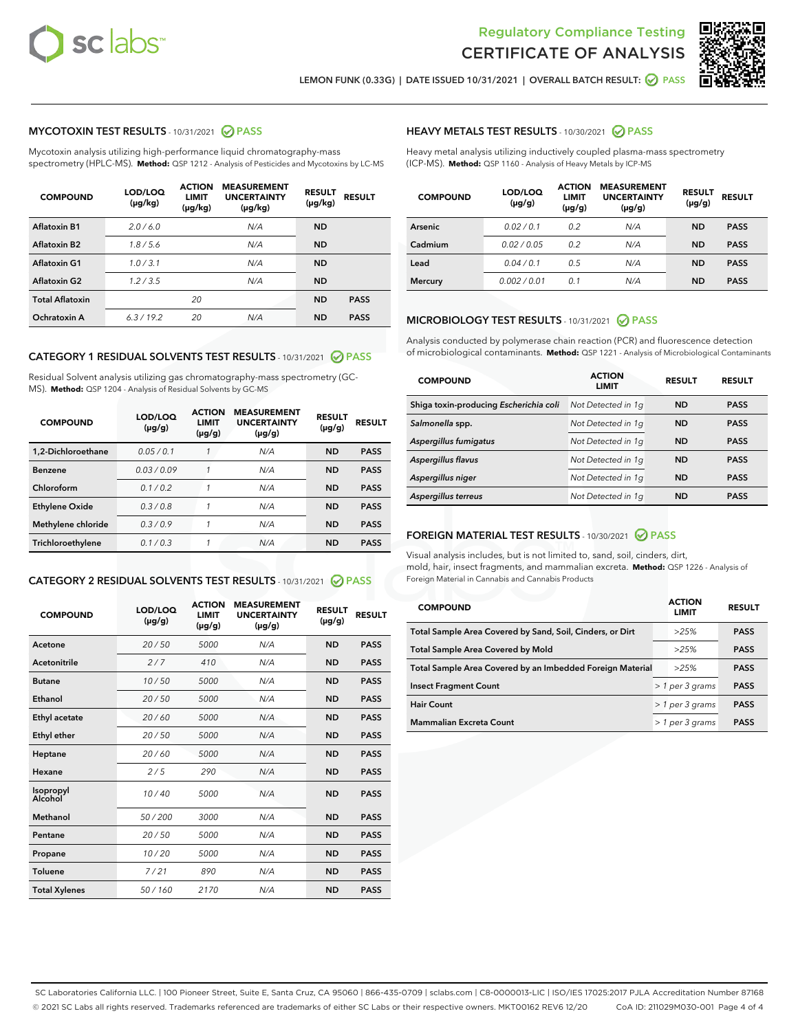# Regulatory Compliance Testing
# CERTIFICATE OF ANALYSIS

LEMON FUNK (0.33G) | DATE ISSUED 10/31/2021 | OVERALL BATCH RESULT: PASS

## MYCOTOXIN TEST RESULTS - 10/31/2021 PASS

Mycotoxin analysis utilizing high-performance liquid chromatography-mass spectrometry (HPLC-MS). **Method:** QSP 1212 - Analysis of Pesticides and Mycotoxins by LC-MS

| COMPOUND | LOD/LOQ (µg/kg) | ACTION LIMIT (µg/kg) | MEASUREMENT UNCERTAINTY (µg/kg) | RESULT (µg/kg) | RESULT |
|---|---|---|---|---|---|
| Aflatoxin B1 | 2.0 / 6.0 | | N/A | ND | |
| Aflatoxin B2 | 1.8 / 5.6 | | N/A | ND | |
| Aflatoxin G1 | 1.0 / 3.1 | | N/A | ND | |
| Aflatoxin G2 | 1.2 / 3.5 | | N/A | ND | |
| Total Aflatoxin | | 20 | | ND | PASS |
| Ochratoxin A | 6.3 / 19.2 | 20 | N/A | ND | PASS |

## CATEGORY 1 RESIDUAL SOLVENTS TEST RESULTS - 10/31/2021 PASS

Residual Solvent analysis utilizing gas chromatography-mass spectrometry (GC-MS). **Method:** QSP 1204 - Analysis of Residual Solvents by GC-MS

| COMPOUND | LOD/LOQ (µg/g) | ACTION LIMIT (µg/g) | MEASUREMENT UNCERTAINTY (µg/g) | RESULT (µg/g) | RESULT |
|---|---|---|---|---|---|
| 1,2-Dichloroethane | 0.05 / 0.1 | 1 | N/A | ND | PASS |
| Benzene | 0.03 / 0.09 | 1 | N/A | ND | PASS |
| Chloroform | 0.1 / 0.2 | 1 | N/A | ND | PASS |
| Ethylene Oxide | 0.3 / 0.8 | 1 | N/A | ND | PASS |
| Methylene chloride | 0.3 / 0.9 | 1 | N/A | ND | PASS |
| Trichloroethylene | 0.1 / 0.3 | 1 | N/A | ND | PASS |

## CATEGORY 2 RESIDUAL SOLVENTS TEST RESULTS - 10/31/2021 PASS

| COMPOUND | LOD/LOQ (µg/g) | ACTION LIMIT (µg/g) | MEASUREMENT UNCERTAINTY (µg/g) | RESULT (µg/g) | RESULT |
|---|---|---|---|---|---|
| Acetone | 20 / 50 | 5000 | N/A | ND | PASS |
| Acetonitrile | 2 / 7 | 410 | N/A | ND | PASS |
| Butane | 10 / 50 | 5000 | N/A | ND | PASS |
| Ethanol | 20 / 50 | 5000 | N/A | ND | PASS |
| Ethyl acetate | 20 / 60 | 5000 | N/A | ND | PASS |
| Ethyl ether | 20 / 50 | 5000 | N/A | ND | PASS |
| Heptane | 20 / 60 | 5000 | N/A | ND | PASS |
| Hexane | 2 / 5 | 290 | N/A | ND | PASS |
| Isopropyl Alcohol | 10 / 40 | 5000 | N/A | ND | PASS |
| Methanol | 50 / 200 | 3000 | N/A | ND | PASS |
| Pentane | 20 / 50 | 5000 | N/A | ND | PASS |
| Propane | 10 / 20 | 5000 | N/A | ND | PASS |
| Toluene | 7 / 21 | 890 | N/A | ND | PASS |
| Total Xylenes | 50 / 160 | 2170 | N/A | ND | PASS |

## HEAVY METALS TEST RESULTS - 10/30/2021 PASS

Heavy metal analysis utilizing inductively coupled plasma-mass spectrometry (ICP-MS). **Method:** QSP 1160 - Analysis of Heavy Metals by ICP-MS

| COMPOUND | LOD/LOQ (µg/g) | ACTION LIMIT (µg/g) | MEASUREMENT UNCERTAINTY (µg/g) | RESULT (µg/g) | RESULT |
|---|---|---|---|---|---|
| Arsenic | 0.02 / 0.1 | 0.2 | N/A | ND | PASS |
| Cadmium | 0.02 / 0.05 | 0.2 | N/A | ND | PASS |
| Lead | 0.04 / 0.1 | 0.5 | N/A | ND | PASS |
| Mercury | 0.002 / 0.01 | 0.1 | N/A | ND | PASS |

## MICROBIOLOGY TEST RESULTS - 10/31/2021 PASS

Analysis conducted by polymerase chain reaction (PCR) and fluorescence detection of microbiological contaminants. **Method:** QSP 1221 - Analysis of Microbiological Contaminants

| COMPOUND | ACTION LIMIT | RESULT | RESULT |
|---|---|---|---|
| Shiga toxin-producing *Escherichia coli* | Not Detected in 1g | ND | PASS |
| *Salmonella* spp. | Not Detected in 1g | ND | PASS |
| *Aspergillus fumigatus* | Not Detected in 1g | ND | PASS |
| *Aspergillus flavus* | Not Detected in 1g | ND | PASS |
| *Aspergillus niger* | Not Detected in 1g | ND | PASS |
| *Aspergillus terreus* | Not Detected in 1g | ND | PASS |

## FOREIGN MATERIAL TEST RESULTS - 10/30/2021 PASS

Visual analysis includes, but is not limited to, sand, soil, cinders, dirt, mold, hair, insect fragments, and mammalian excreta. **Method:** QSP 1226 - Analysis of Foreign Material in Cannabis and Cannabis Products

| COMPOUND | ACTION LIMIT | RESULT |
|---|---|---|
| Total Sample Area Covered by Sand, Soil, Cinders, or Dirt | >25% | PASS |
| Total Sample Area Covered by Mold | >25% | PASS |
| Total Sample Area Covered by an Imbedded Foreign Material | >25% | PASS |
| Insect Fragment Count | > 1 per 3 grams | PASS |
| Hair Count | > 1 per 3 grams | PASS |
| Mammalian Excreta Count | > 1 per 3 grams | PASS |

SC Laboratories California LLC. | 100 Pioneer Street, Suite E, Santa Cruz, CA 95060 | 866-435-0709 | sclabs.com | C8-0000013-LIC | ISO/IES 17025:2017 PJLA Accreditation Number 87168
© 2021 SC Labs all rights reserved. Trademarks referenced are trademarks of either SC Labs or their respective owners. MKT00162 REV6 12/20 CoA ID: 211029M030-001